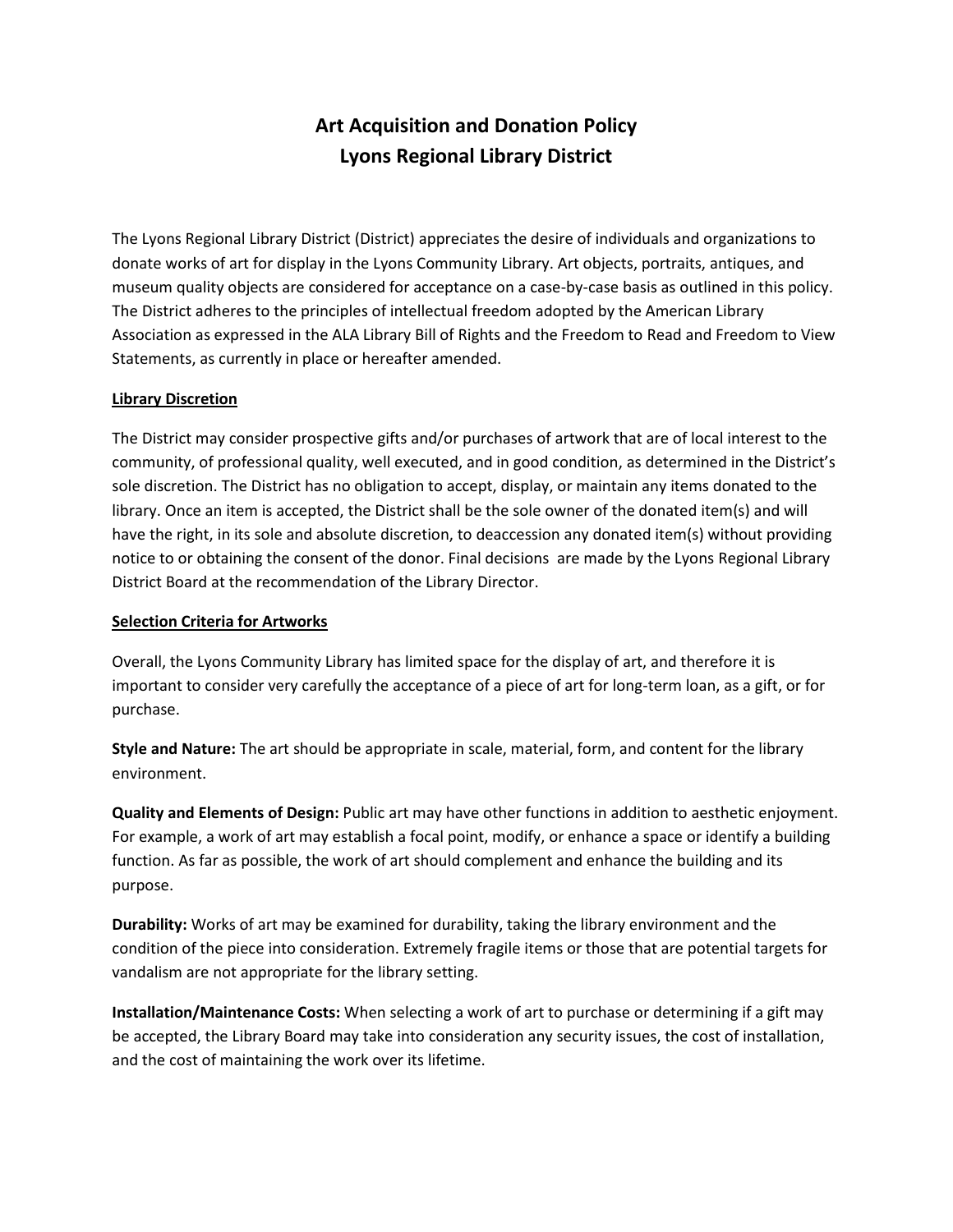# Art Acquisition and Donation Policy
# Lyons Regional Library District

The Lyons Regional Library District (District) appreciates the desire of individuals and organizations to donate works of art for display in the Lyons Community Library. Art objects, portraits, antiques, and museum quality objects are considered for acceptance on a case-by-case basis as outlined in this policy. The District adheres to the principles of intellectual freedom adopted by the American Library Association as expressed in the ALA Library Bill of Rights and the Freedom to Read and Freedom to View Statements, as currently in place or hereafter amended.

## Library Discretion

The District may consider prospective gifts and/or purchases of artwork that are of local interest to the community, of professional quality, well executed, and in good condition, as determined in the District's sole discretion. The District has no obligation to accept, display, or maintain any items donated to the library. Once an item is accepted, the District shall be the sole owner of the donated item(s) and will have the right, in its sole and absolute discretion, to deaccession any donated item(s) without providing notice to or obtaining the consent of the donor. Final decisions are made by the Lyons Regional Library District Board at the recommendation of the Library Director.

## Selection Criteria for Artworks

Overall, the Lyons Community Library has limited space for the display of art, and therefore it is important to consider very carefully the acceptance of a piece of art for long-term loan, as a gift, or for purchase.

**Style and Nature:** The art should be appropriate in scale, material, form, and content for the library environment.

**Quality and Elements of Design:** Public art may have other functions in addition to aesthetic enjoyment. For example, a work of art may establish a focal point, modify, or enhance a space or identify a building function. As far as possible, the work of art should complement and enhance the building and its purpose.

**Durability:** Works of art may be examined for durability, taking the library environment and the condition of the piece into consideration. Extremely fragile items or those that are potential targets for vandalism are not appropriate for the library setting.

**Installation/Maintenance Costs:** When selecting a work of art to purchase or determining if a gift may be accepted, the Library Board may take into consideration any security issues, the cost of installation, and the cost of maintaining the work over its lifetime.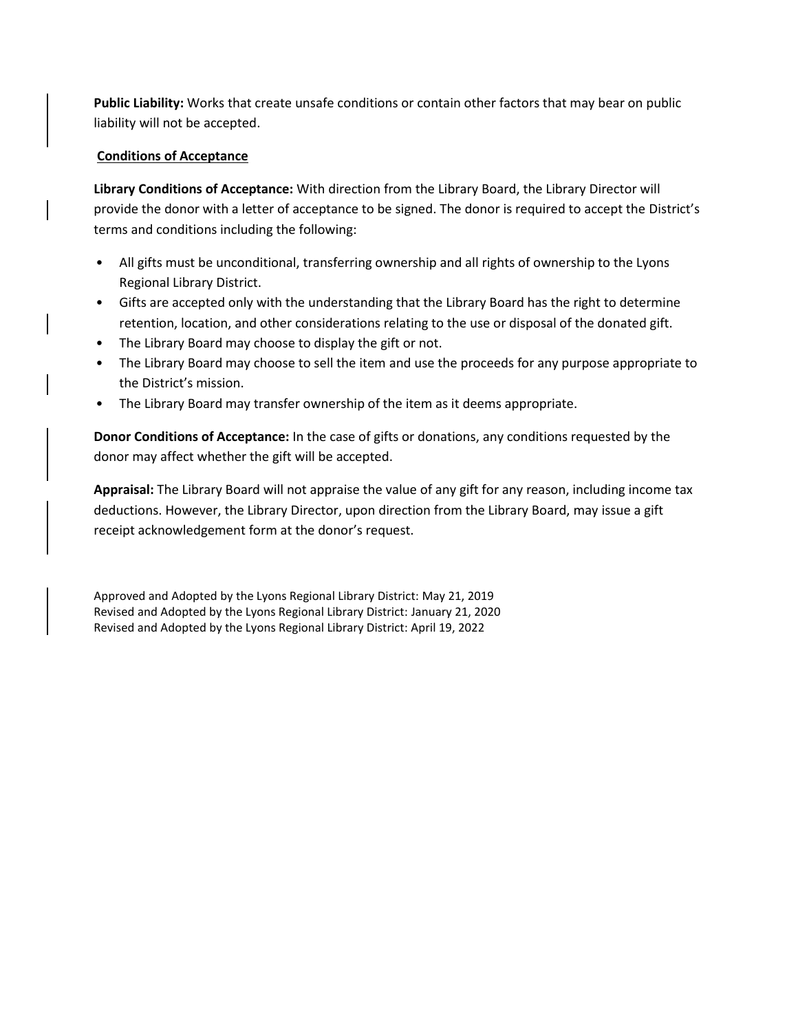**Public Liability:** Works that create unsafe conditions or contain other factors that may bear on public liability will not be accepted.

**Conditions of Acceptance**

**Library Conditions of Acceptance:** With direction from the Library Board, the Library Director will provide the donor with a letter of acceptance to be signed. The donor is required to accept the District's terms and conditions including the following:

- All gifts must be unconditional, transferring ownership and all rights of ownership to the Lyons Regional Library District.
- Gifts are accepted only with the understanding that the Library Board has the right to determine retention, location, and other considerations relating to the use or disposal of the donated gift.
- The Library Board may choose to display the gift or not.
- The Library Board may choose to sell the item and use the proceeds for any purpose appropriate to the District's mission.
- The Library Board may transfer ownership of the item as it deems appropriate.

**Donor Conditions of Acceptance:** In the case of gifts or donations, any conditions requested by the donor may affect whether the gift will be accepted.

**Appraisal:** The Library Board will not appraise the value of any gift for any reason, including income tax deductions. However, the Library Director, upon direction from the Library Board, may issue a gift receipt acknowledgement form at the donor's request.

Approved and Adopted by the Lyons Regional Library District: May 21, 2019
Revised and Adopted by the Lyons Regional Library District: January 21, 2020
Revised and Adopted by the Lyons Regional Library District: April 19, 2022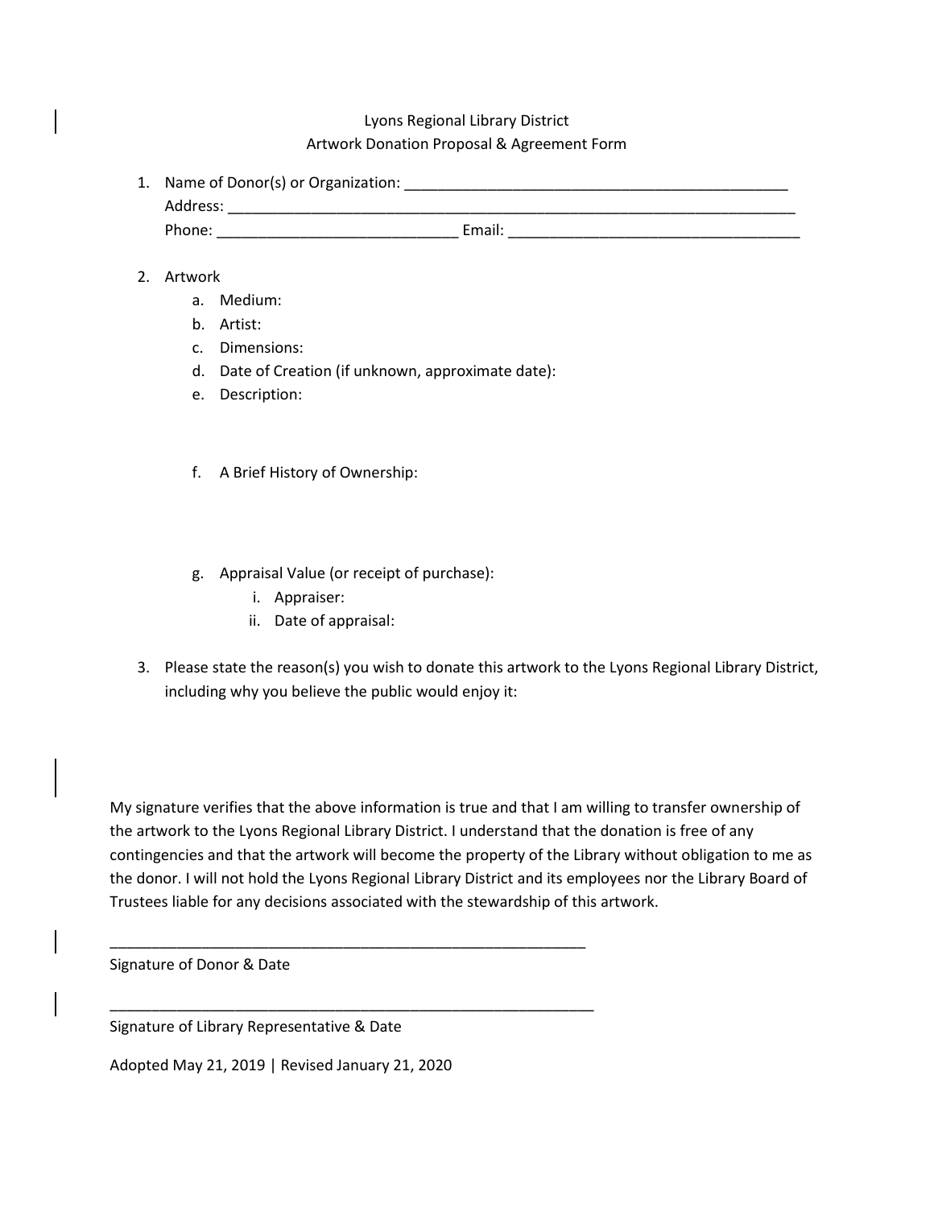Lyons Regional Library District

Artwork Donation Proposal & Agreement Form

1. Name of Donor(s) or Organization: _______________________________________________
   Address: _______________________________________________________________________
   Phone: _____________________________ Email: ___________________________________

2. Artwork
   a. Medium:
   b. Artist:
   c. Dimensions:
   d. Date of Creation (if unknown, approximate date):
   e. Description:

   f. A Brief History of Ownership:

   g. Appraisal Value (or receipt of purchase):
      i. Appraiser:
      ii. Date of appraisal:

3. Please state the reason(s) you wish to donate this artwork to the Lyons Regional Library District, including why you believe the public would enjoy it:

My signature verifies that the above information is true and that I am willing to transfer ownership of the artwork to the Lyons Regional Library District. I understand that the donation is free of any contingencies and that the artwork will become the property of the Library without obligation to me as the donor. I will not hold the Lyons Regional Library District and its employees nor the Library Board of Trustees liable for any decisions associated with the stewardship of this artwork.

___________________________________________________________

Signature of Donor & Date

___________________________________________________________

Signature of Library Representative & Date

Adopted May 21, 2019 | Revised January 21, 2020